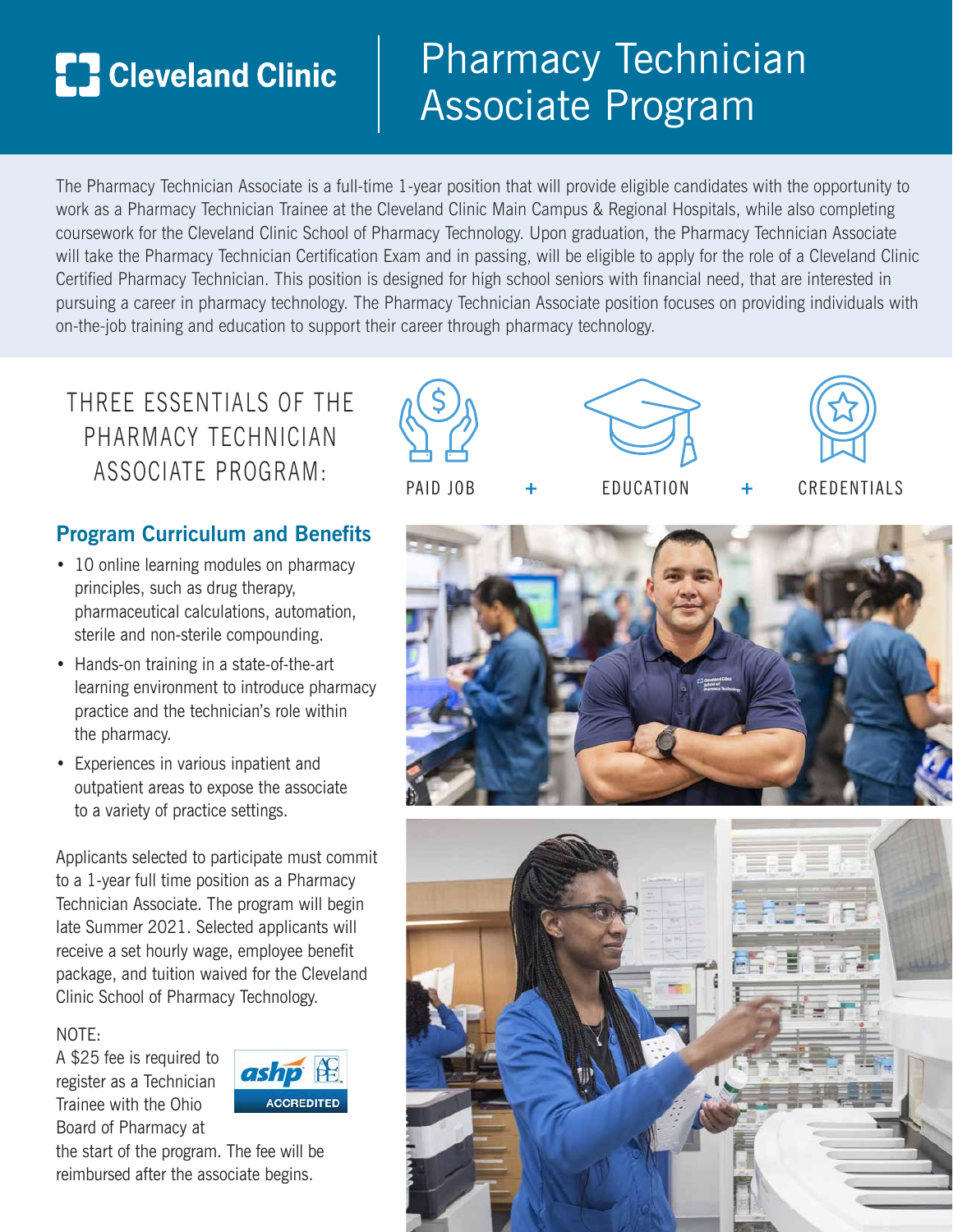Cleveland Clinic

# Pharmacy Technician Associate Program

The Pharmacy Technician Associate is a full-time 1-year position that will provide eligible candidates with the opportunity to work as a Pharmacy Technician Trainee at the Cleveland Clinic Main Campus & Regional Hospitals, while also completing coursework for the Cleveland Clinic School of Pharmacy Technology. Upon graduation, the Pharmacy Technician Associate will take the Pharmacy Technician Certification Exam and in passing, will be eligible to apply for the role of a Cleveland Clinic Certified Pharmacy Technician. This position is designed for high school seniors with financial need, that are interested in pursuing a career in pharmacy technology. The Pharmacy Technician Associate position focuses on providing individuals with on-the-job training and education to support their career through pharmacy technology.

## THREE ESSENTIALS OF THE PHARMACY TECHNICIAN ASSOCIATE PROGRAM:

PAID JOB + EDUCATION + CREDENTIALS

### Program Curriculum and Benefits

- 10 online learning modules on pharmacy principles, such as drug therapy, pharmaceutical calculations, automation, sterile and non-sterile compounding.
- Hands-on training in a state-of-the-art learning environment to introduce pharmacy practice and the technician's role within the pharmacy.
- Experiences in various inpatient and outpatient areas to expose the associate to a variety of practice settings.

Applicants selected to participate must commit to a 1-year full time position as a Pharmacy Technician Associate. The program will begin late Summer 2021. Selected applicants will receive a set hourly wage, employee benefit package, and tuition waived for the Cleveland Clinic School of Pharmacy Technology.

NOTE:
A $25 fee is required to register as a Technician Trainee with the Ohio Board of Pharmacy at the start of the program. The fee will be reimbursed after the associate begins.

ashp ACPE ACCREDITED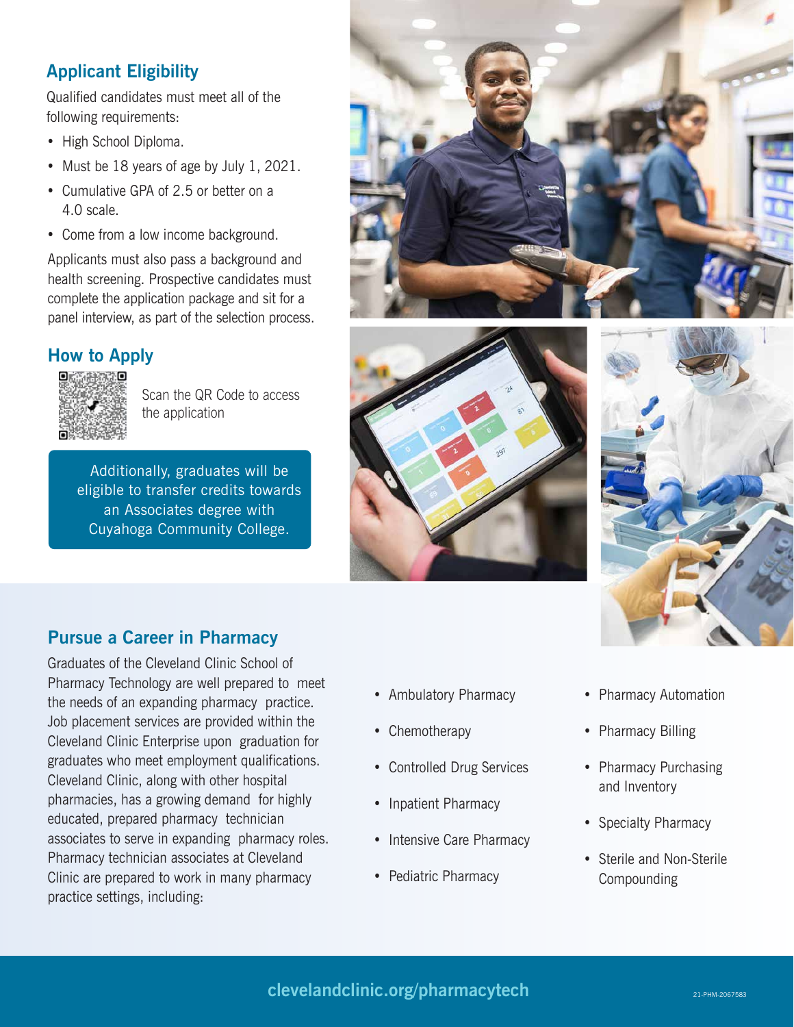## Applicant Eligibility

Qualified candidates must meet all of the following requirements:

- High School Diploma.
- Must be 18 years of age by July 1, 2021.
- Cumulative GPA of 2.5 or better on a 4.0 scale.
- Come from a low income background.

Applicants must also pass a background and health screening. Prospective candidates must complete the application package and sit for a panel interview, as part of the selection process.

## How to Apply

Scan the QR Code to access the application

Additionally, graduates will be eligible to transfer credits towards an Associates degree with Cuyahoga Community College.

## Pursue a Career in Pharmacy

Graduates of the Cleveland Clinic School of Pharmacy Technology are well prepared to meet the needs of an expanding pharmacy practice. Job placement services are provided within the Cleveland Clinic Enterprise upon graduation for graduates who meet employment qualifications. Cleveland Clinic, along with other hospital pharmacies, has a growing demand for highly educated, prepared pharmacy technician associates to serve in expanding pharmacy roles. Pharmacy technician associates at Cleveland Clinic are prepared to work in many pharmacy practice settings, including:

- Ambulatory Pharmacy
- Chemotherapy
- Controlled Drug Services
- Inpatient Pharmacy
- Intensive Care Pharmacy
- Pediatric Pharmacy
- Pharmacy Automation
- Pharmacy Billing
- Pharmacy Purchasing and Inventory
- Specialty Pharmacy
- Sterile and Non-Sterile Compounding

**clevelandclinic.org/pharmacytech**

21-PHM-2067583